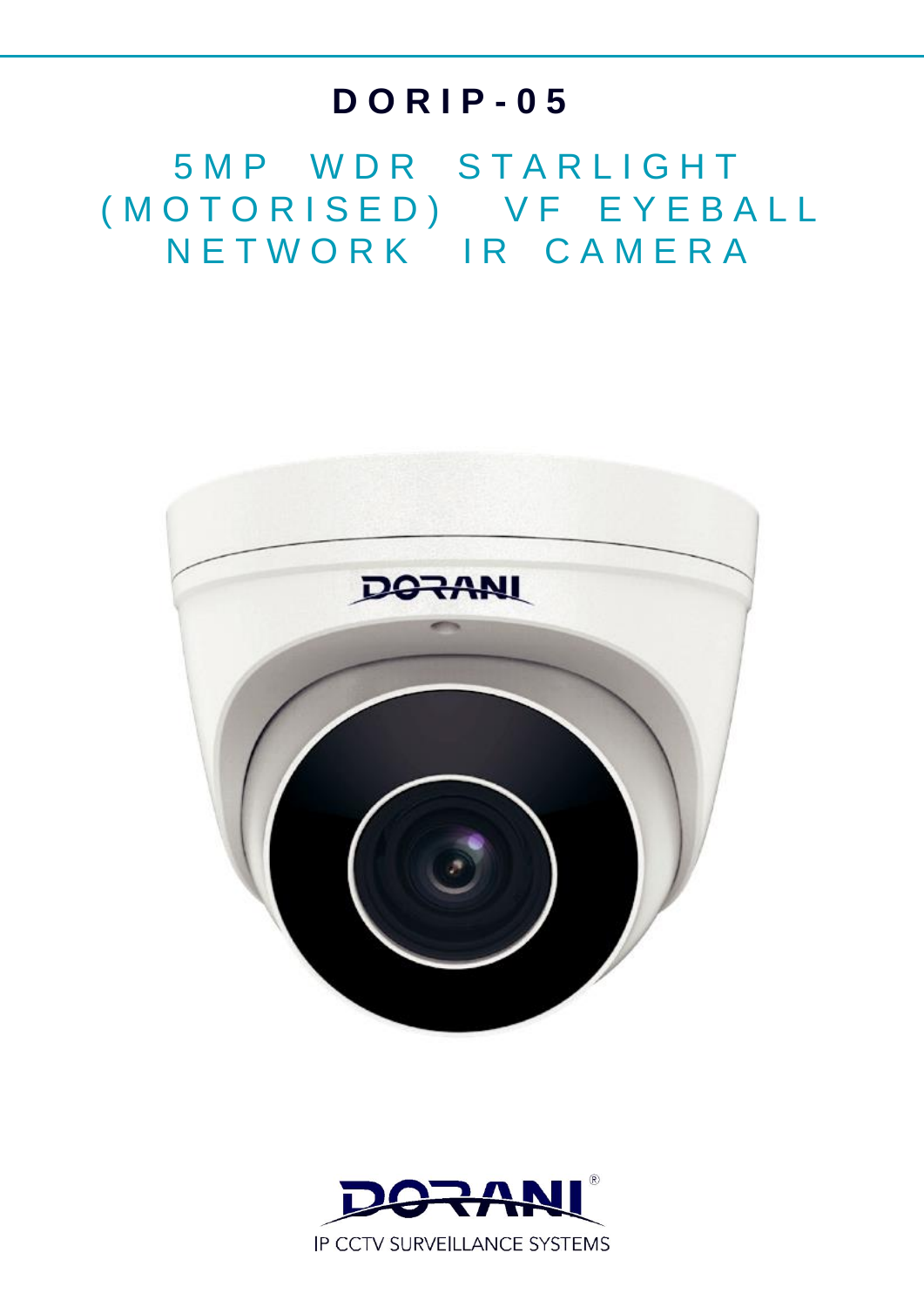# DORIP-05

## 5MP WDR STARLIGHT (MOTORISED) VF EYEBALL NETWORK IR CAMERA

DORANI®

IP CCTV SURVEILLANCE SYSTEMS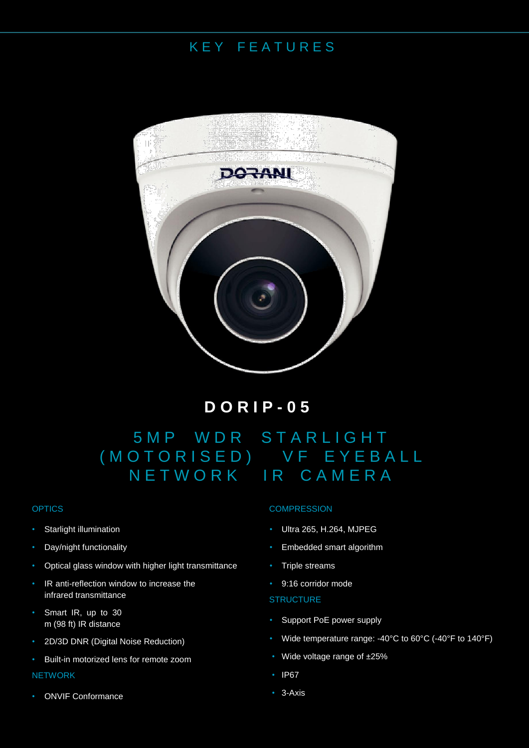## KEY FEATURES

# DORIP-05

## 5MP WDR STARLIGHT (MOTORISED) VF EYEBALL NETWORK IR CAMERA

### OPTICS

- Starlight illumination
- Day/night functionality
- Optical glass window with higher light transmittance
- IR anti-reflection window to increase the infrared transmittance
- Smart IR, up to 30 m (98 ft) IR distance
- 2D/3D DNR (Digital Noise Reduction)
- Built-in motorized lens for remote zoom

### NETWORK

- ONVIF Conformance

### COMPRESSION

- Ultra 265, H.264, MJPEG
- Embedded smart algorithm
- Triple streams
- 9:16 corridor mode

### STRUCTURE

- Support PoE power supply
- Wide temperature range: -40°C to 60°C (-40°F to 140°F)
- Wide voltage range of ±25%
- IP67
- 3-Axis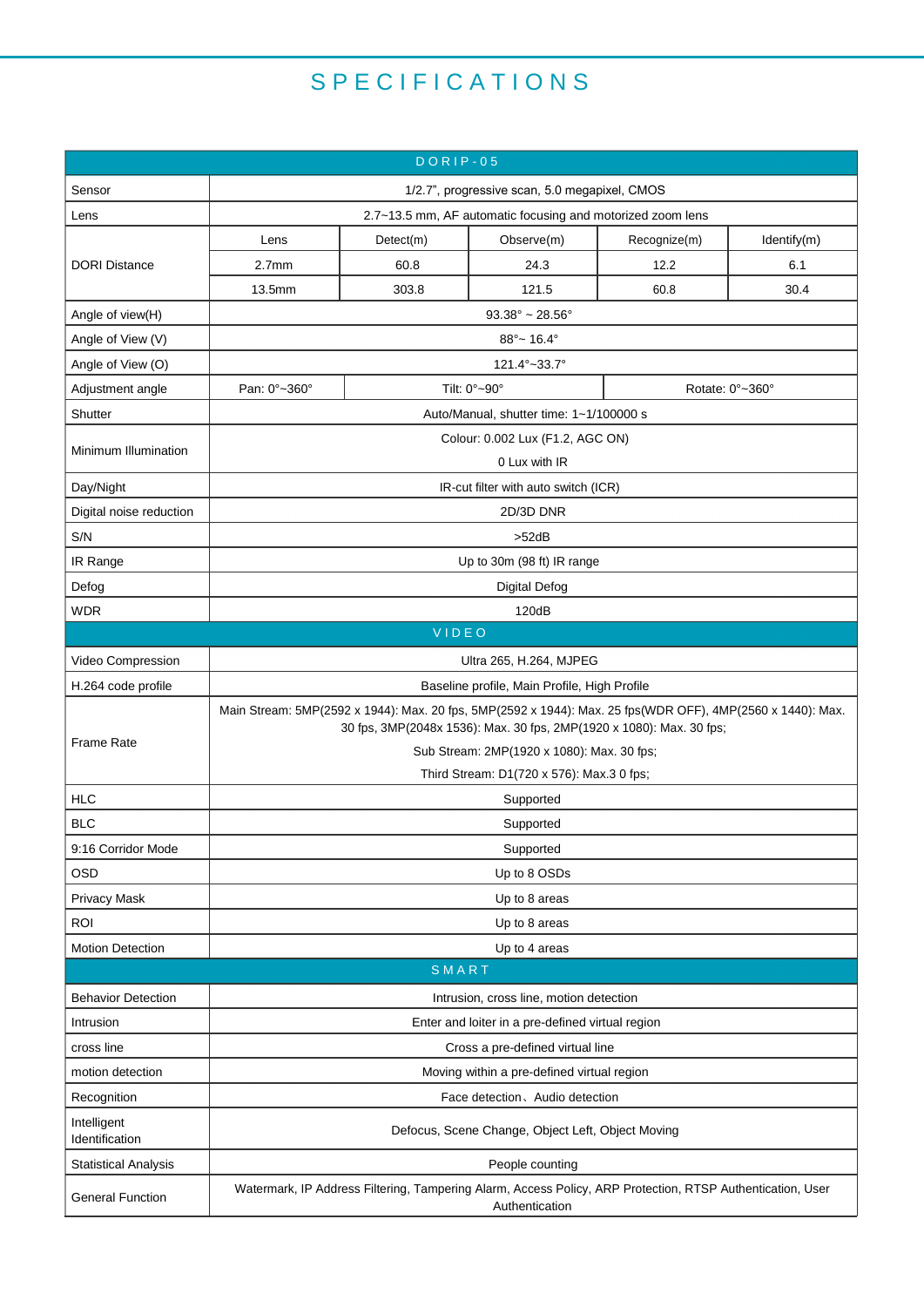# SPECIFICATIONS

| DORIP-05 | | | | | |
|---|---|---|---|---|---|
| Sensor | 1/2.7", progressive scan, 5.0 megapixel, CMOS | | | | |
| Lens | 2.7~13.5 mm, AF automatic focusing and motorized zoom lens | | | | |
| DORI Distance | Lens | Detect(m) | Observe(m) | Recognize(m) | Identify(m) |
| | 2.7mm | 60.8 | 24.3 | 12.2 | 6.1 |
| | 13.5mm | 303.8 | 121.5 | 60.8 | 30.4 |
| Angle of view(H) | 93.38° ~ 28.56° | | | | |
| Angle of View (V) | 88°~ 16.4° | | | | |
| Angle of View (O) | 121.4°~33.7° | | | | |
| Adjustment angle | Pan: 0°~360° | Tilt: 0°~90° | | Rotate: 0°~360° | |
| Shutter | Auto/Manual, shutter time: 1~1/100000 s | | | | |
| Minimum Illumination | Colour: 0.002 Lux (F1.2, AGC ON)<br>0 Lux with IR | | | | |
| Day/Night | IR-cut filter with auto switch (ICR) | | | | |
| Digital noise reduction | 2D/3D DNR | | | | |
| S/N | >52dB | | | | |
| IR Range | Up to 30m (98 ft) IR range | | | | |
| Defog | Digital Defog | | | | |
| WDR | 120dB | | | | |
| **VIDEO** | | | | | |
| Video Compression | Ultra 265, H.264, MJPEG | | | | |
| H.264 code profile | Baseline profile, Main Profile, High Profile | | | | |
| Frame Rate | Main Stream: 5MP(2592 x 1944): Max. 20 fps, 5MP(2592 x 1944): Max. 25 fps(WDR OFF), 4MP(2560 x 1440): Max. 30 fps, 3MP(2048x 1536): Max. 30 fps, 2MP(1920 x 1080): Max. 30 fps;<br>Sub Stream: 2MP(1920 x 1080): Max. 30 fps;<br>Third Stream: D1(720 x 576): Max.3 0 fps; | | | | |
| HLC | Supported | | | | |
| BLC | Supported | | | | |
| 9:16 Corridor Mode | Supported | | | | |
| OSD | Up to 8 OSDs | | | | |
| Privacy Mask | Up to 8 areas | | | | |
| ROI | Up to 8 areas | | | | |
| Motion Detection | Up to 4 areas | | | | |
| **SMART** | | | | | |
| Behavior Detection | Intrusion, cross line, motion detection | | | | |
| Intrusion | Enter and loiter in a pre-defined virtual region | | | | |
| cross line | Cross a pre-defined virtual line | | | | |
| motion detection | Moving within a pre-defined virtual region | | | | |
| Recognition | Face detection、Audio detection | | | | |
| Intelligent Identification | Defocus, Scene Change, Object Left, Object Moving | | | | |
| Statistical Analysis | People counting | | | | |
| General Function | Watermark, IP Address Filtering, Tampering Alarm, Access Policy, ARP Protection, RTSP Authentication, User Authentication | | | | |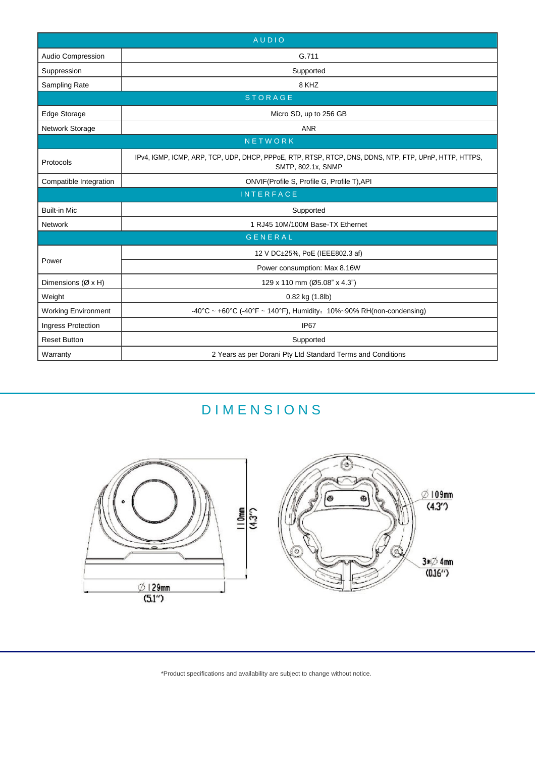| | |
|---|---|
| **AUDIO** | |
| Audio Compression | G.711 |
| Suppression | Supported |
| Sampling Rate | 8 KHZ |
| **STORAGE** | |
| Edge Storage | Micro SD, up to 256 GB |
| Network Storage | ANR |
| **NETWORK** | |
| Protocols | IPv4, IGMP, ICMP, ARP, TCP, UDP, DHCP, PPPoE, RTP, RTSP, RTCP, DNS, DDNS, NTP, FTP, UPnP, HTTP, HTTPS, SMTP, 802.1x, SNMP |
| Compatible Integration | ONVIF(Profile S, Profile G, Profile T),API |
| **INTERFACE** | |
| Built-in Mic | Supported |
| Network | 1 RJ45 10M/100M Base-TX Ethernet |
| **GENERAL** | |
| Power | 12 V DC±25%, PoE (IEEE802.3 af) |
| | Power consumption: Max 8.16W |
| Dimensions (Ø x H) | 129 x 110 mm (Ø5.08" x 4.3") |
| Weight | 0.82 kg (1.8lb) |
| Working Environment | -40°C ~ +60°C (-40°F ~ 140°F), Humidity：10%~90% RH(non-condensing) |
| Ingress Protection | IP67 |
| Reset Button | Supported |
| Warranty | 2 Years as per Dorani Pty Ltd Standard Terms and Conditions |

## DIMENSIONS

110mm
(4.3")

Ø129mm
(5.1")

Ø109mm
(4.3")

3*Ø4mm
(0.16")

*Product specifications and availability are subject to change without notice.